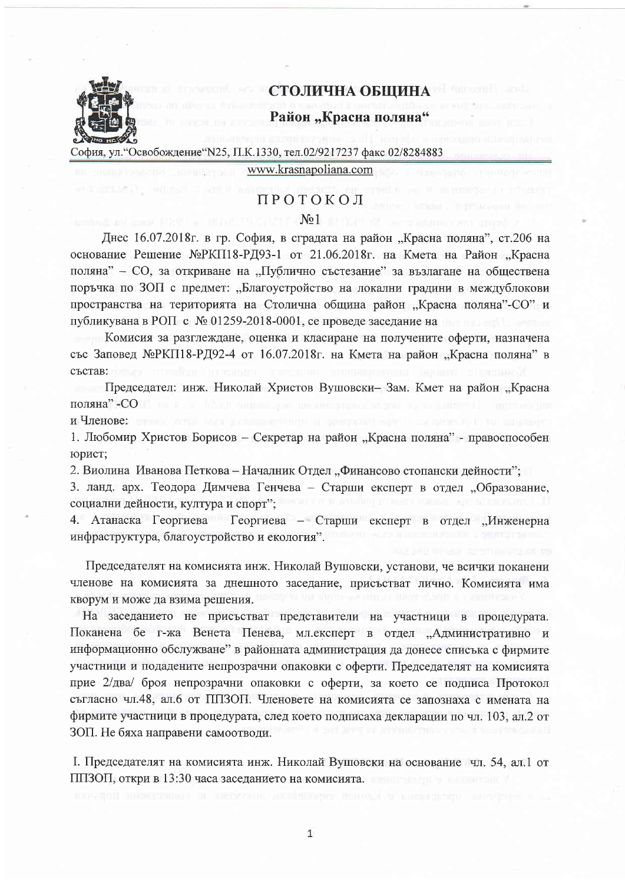## СТОЛИЧНА ОБЩИНА

### Район „Красна поляна"

София, ул."Освобождение"N25, П.К.1330, тел.02/9217237 факс 02/8284883

www.krasnapoliana.com

# ПРОТОКОЛ

## №1

Днес 16.07.2018г. в гр. София, в сградата на район „Красна поляна", ст.206 на основание Решение №РКП18-РД93-1 от 21.06.2018г. на Кмета на Район „Красна поляна" – СО, за откриване на „Публично състезание" за възлагане на обществена поръчка по ЗОП с предмет: „Благоустройство на локални градини в междублокови пространства на територията на Столична община район „Красна поляна"-СО" и публикувана в РОП с № 01259-2018-0001, се проведе заседание на

Комисия за разглеждане, оценка и класиране на получените оферти, назначена със Заповед №РКП18-РД92-4 от 16.07.2018г. на Кмета на район „Красна поляна" в състав:

Председател: инж. Николай Христов Вушовски– Зам. Кмет на район „Красна поляна" -СО

и Членове:

1. Любомир Христов Борисов – Секретар на район „Красна поляна" - правоспособен юрист;
2. Виолина Иванова Петкова – Началник Отдел „Финансово стопански дейности";
3. ланд. арх. Теодора Димчева Генчева – Старши експерт в отдел „Образование, социални дейности, култура и спорт";
4. Атанаска Георгиева Георгиева – Старши експерт в отдел „Инженерна инфраструктура, благоустройство и екология".

Председателят на комисията инж. Николай Вушовски, установи, че всички поканени членове на комисията за днешното заседание, присъстват лично. Комисията има кворум и може да взима решения.

На заседанието не присъстват представители на участници в процедурата. Поканена бе г-жа Венета Пенева, мл.експерт в отдел „Административно и информационно обслужване" в районната администрация да донесе списъка с фирмите участници и подадените непрозрачни опаковки с оферти. Председателят на комисията прие 2/два/ броя непрозрачни опаковки с оферти, за което се подписа Протокол съгласно чл.48, ал.6 от ППЗОП. Членовете на комисията се запознаха с имената на фирмите участници в процедурата, след което подписаха декларации по чл. 103, ал.2 от ЗОП. Не бяха направени самоотводи.

I. Председателят на комисията инж. Николай Вушовски на основание чл. 54, ал.1 от ППЗОП, откри в 13:30 часа заседанието на комисията.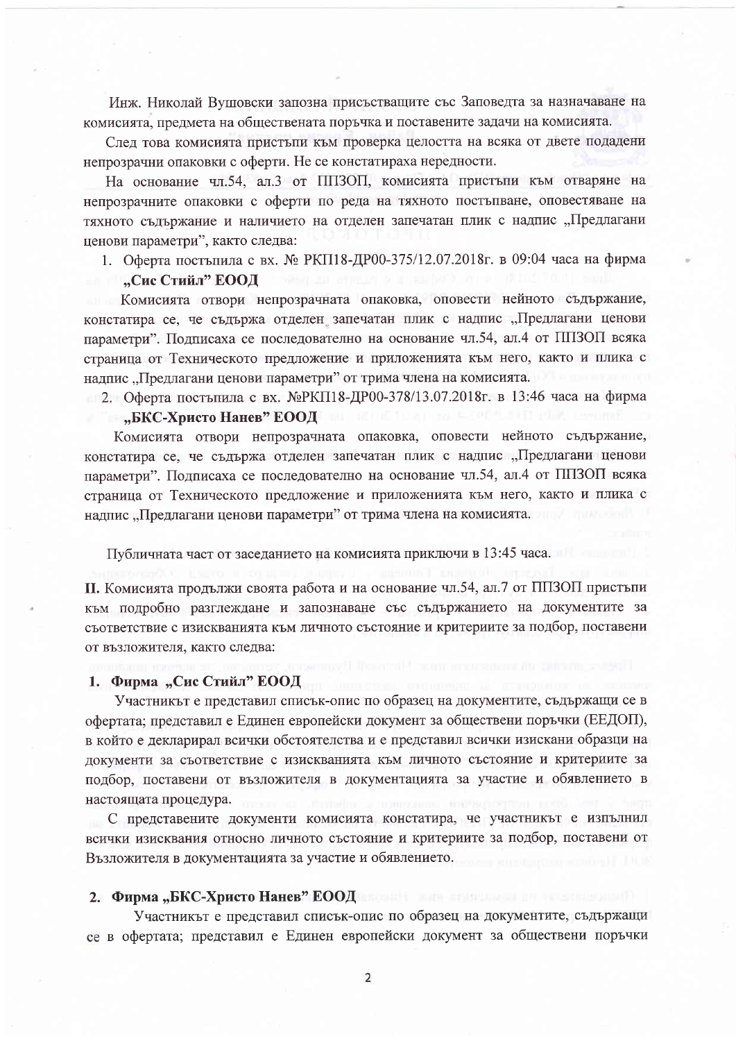Инж. Николай Вушовски запозна присъстващите със Заповедта за назначаване на комисията, предмета на обществената поръчка и поставените задачи на комисията.

След това комисията пристъпи към проверка целостта на всяка от двете подадени непрозрачни опаковки с оферти. Не се констатираха нередности.

На основание чл.54, ал.3 от ППЗОП, комисията пристъпи към отваряне на непрозрачните опаковки с оферти по реда на тяхното постъпване, оповестяване на тяхното съдържание и наличието на отделен запечатан плик с надпис „Предлагани ценови параметри", както следва:

1. Оферта постъпила с вх. № РКП18-ДР00-375/12.07.2018г. в 09:04 часа на фирма **„Сис Стийл" ЕООД**

Комисията отвори непрозрачната опаковка, оповести нейното съдържание, констатира се, че съдържа отделен запечатан плик с надпис „Предлагани ценови параметри". Подписаха се последователно на основание чл.54, ал.4 от ППЗОП всяка страница от Техническото предложение и приложенията към него, както и плика с надпис „Предлагани ценови параметри" от трима члена на комисията.

2. Оферта постъпила с вх. №РКП18-ДР00-378/13.07.2018г. в 13:46 часа на фирма **„БКС-Христо Нанев" ЕООД**

Комисията отвори непрозрачната опаковка, оповести нейното съдържание, констатира се, че съдържа отделен запечатан плик с надпис „Предлагани ценови параметри". Подписаха се последователно на основание чл.54, ал.4 от ППЗОП всяка страница от Техническото предложение и приложенията към него, както и плика с надпис „Предлагани ценови параметри" от трима члена на комисията.

Публичната част от заседанието на комисията приключи в 13:45 часа.

**II.** Комисията продължи своята работа и на основание чл.54, ал.7 от ППЗОП пристъпи към подробно разглеждане и запознаване със съдържанието на документите за съответствие с изискванията към личното състояние и критериите за подбор, поставени от възложителя, както следва:

**1. Фирма „Сис Стийл" ЕООД**

Участникът е представил списък-опис по образец на документите, съдържащи се в офертата; представил е Единен европейски документ за обществени поръчки (ЕЕДОП), в който е декларирал всички обстоятелства и е представил всички изискани образци на документи за съответствие с изискванията към личното състояние и критериите за подбор, поставени от възложителя в документацията за участие и обявлението в настоящата процедура.

С представените документи комисията констатира, че участникът е изпълнил всички изисквания относно личното състояние и критериите за подбор, поставени от Възложителя в документацията за участие и обявлението.

**2. Фирма „БКС-Христо Нанев" ЕООД**

Участникът е представил списък-опис по образец на документите, съдържащи се в офертата; представил е Единен европейски документ за обществени поръчки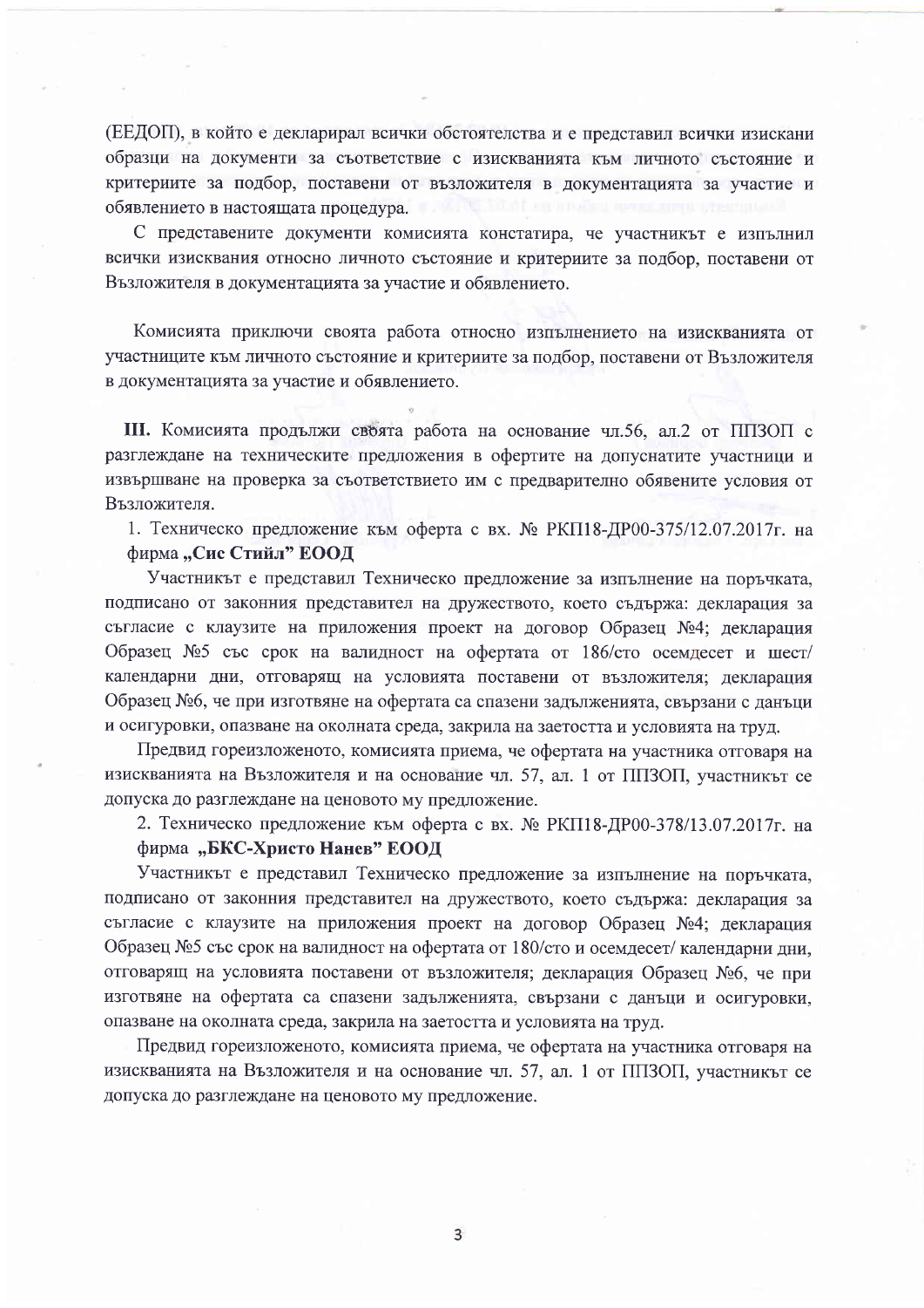(ЕЕДОП), в който е декларирал всички обстоятелства и е представил всички изискани образци на документи за съответствие с изискванията към личното състояние и критериите за подбор, поставени от възложителя в документацията за участие и обявлението в настоящата процедура.

С представените документи комисията констатира, че участникът е изпълнил всички изисквания относно личното състояние и критериите за подбор, поставени от Възложителя в документацията за участие и обявлението.

Комисията приключи своята работа относно изпълнението на изискванията от участниците към личното състояние и критериите за подбор, поставени от Възложителя в документацията за участие и обявлението.

**III.** Комисията продължи своята работа на основание чл.56, ал.2 от ППЗОП с разглеждане на техническите предложения в офертите на допуснатите участници и извършване на проверка за съответствието им с предварително обявените условия от Възложителя.

1. Техническо предложение към оферта с вх. № РКП18-ДР00-375/12.07.2017г. на фирма **„Сис Стийл" ЕООД**

Участникът е представил Техническо предложение за изпълнение на поръчката, подписано от законния представител на дружеството, което съдържа: декларация за съгласие с клаузите на приложения проект на договор Образец №4; декларация Образец №5 със срок на валидност на офертата от 186/сто осемдесет и шест/ календарни дни, отговарящ на условията поставени от възложителя; декларация Образец №6, че при изготвяне на офертата са спазени задълженията, свързани с данъци и осигуровки, опазване на околната среда, закрила на заетостта и условията на труд.

Предвид гореизложеното, комисията приема, че офертата на участника отговаря на изискванията на Възложителя и на основание чл. 57, ал. 1 от ППЗОП, участникът се допуска до разглеждане на ценовото му предложение.

2. Техническо предложение към оферта с вх. № РКП18-ДР00-378/13.07.2017г. на фирма **„БКС-Христо Нанев" ЕООД**

Участникът е представил Техническо предложение за изпълнение на поръчката, подписано от законния представител на дружеството, което съдържа: декларация за съгласие с клаузите на приложения проект на договор Образец №4; декларация Образец №5 със срок на валидност на офертата от 180/сто и осемдесет/ календарни дни, отговарящ на условията поставени от възложителя; декларация Образец №6, че при изготвяне на офертата са спазени задълженията, свързани с данъци и осигуровки, опазване на околната среда, закрила на заетостта и условията на труд.

Предвид гореизложеното, комисията приема, че офертата на участника отговаря на изискванията на Възложителя и на основание чл. 57, ал. 1 от ППЗОП, участникът се допуска до разглеждане на ценовото му предложение.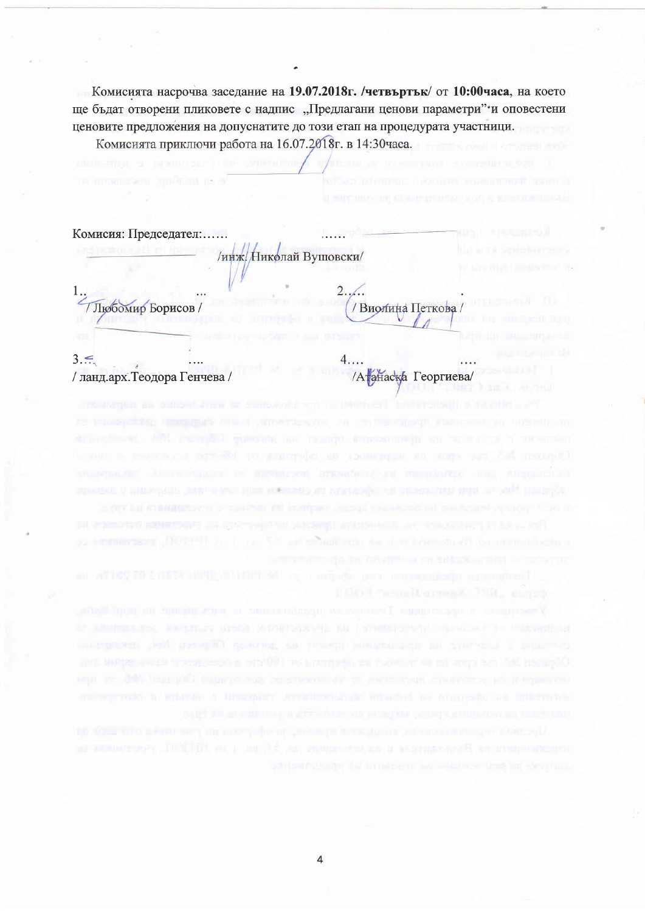Комисията насрочва заседание на **19.07.2018г. /четвъртък/** от **10:00часа**, на което ще бъдат отворени пликовете с надпис „Предлагани ценови параметри" и оповестени ценовите предложения на допуснатите до този етап на процедурата участници.

Комисията приключи работа на 16.07.2018г. в 14:30часа.

Комисия: Председател:…… ……
/инж. Николай Вуповски/

1.. ...
/ Любомир Борисов /

2…. .
/ Виолина Петкова /

3.… ….
/ ланд.арх.Теодора Генчева /

4…. ….
/Атанаска Георгиева/